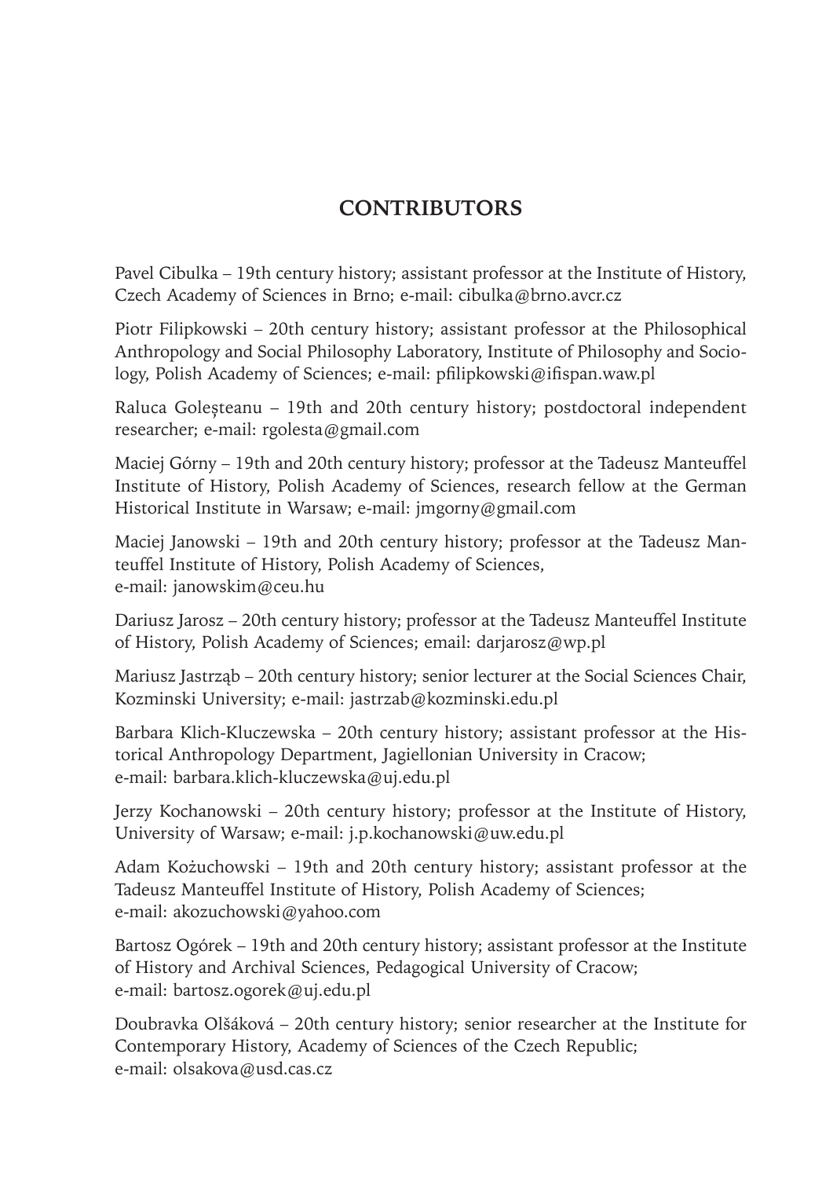## CONTRIBUTORS

Pavel Cibulka – 19th century history; assistant professor at the Institute of History, Czech Academy of Sciences in Brno; e-mail: cibulka@brno.avcr.cz

Piotr Filipkowski – 20th century history; assistant professor at the Philosophical Anthropology and Social Philosophy Laboratory, Institute of Philosophy and Sociology, Polish Academy of Sciences; e-mail: pfilipkowski@ifispan.waw.pl

Raluca Goleșteanu – 19th and 20th century history; postdoctoral independent researcher; e-mail: rgolesta@gmail.com

Maciej Górny – 19th and 20th century history; professor at the Tadeusz Manteuffel Institute of History, Polish Academy of Sciences, research fellow at the German Historical Institute in Warsaw; e-mail: jmgorny@gmail.com

Maciej Janowski – 19th and 20th century history; professor at the Tadeusz Manteuffel Institute of History, Polish Academy of Sciences, e-mail: janowskim@ceu.hu

Dariusz Jarosz – 20th century history; professor at the Tadeusz Manteuffel Institute of History, Polish Academy of Sciences; email: darjarosz@wp.pl

Mariusz Jastrząb – 20th century history; senior lecturer at the Social Sciences Chair, Kozminski University; e-mail: jastrzab@kozminski.edu.pl

Barbara Klich-Kluczewska – 20th century history; assistant professor at the Historical Anthropology Department, Jagiellonian University in Cracow; e-mail: barbara.klich-kluczewska@uj.edu.pl

Jerzy Kochanowski – 20th century history; professor at the Institute of History, University of Warsaw; e-mail: j.p.kochanowski@uw.edu.pl

Adam Kożuchowski – 19th and 20th century history; assistant professor at the Tadeusz Manteuffel Institute of History, Polish Academy of Sciences; e-mail: akozuchowski@yahoo.com

Bartosz Ogórek – 19th and 20th century history; assistant professor at the Institute of History and Archival Sciences, Pedagogical University of Cracow; e-mail: bartosz.ogorek@uj.edu.pl

Doubravka Olšáková – 20th century history; senior researcher at the Institute for Contemporary History, Academy of Sciences of the Czech Republic; e-mail: olsakova@usd.cas.cz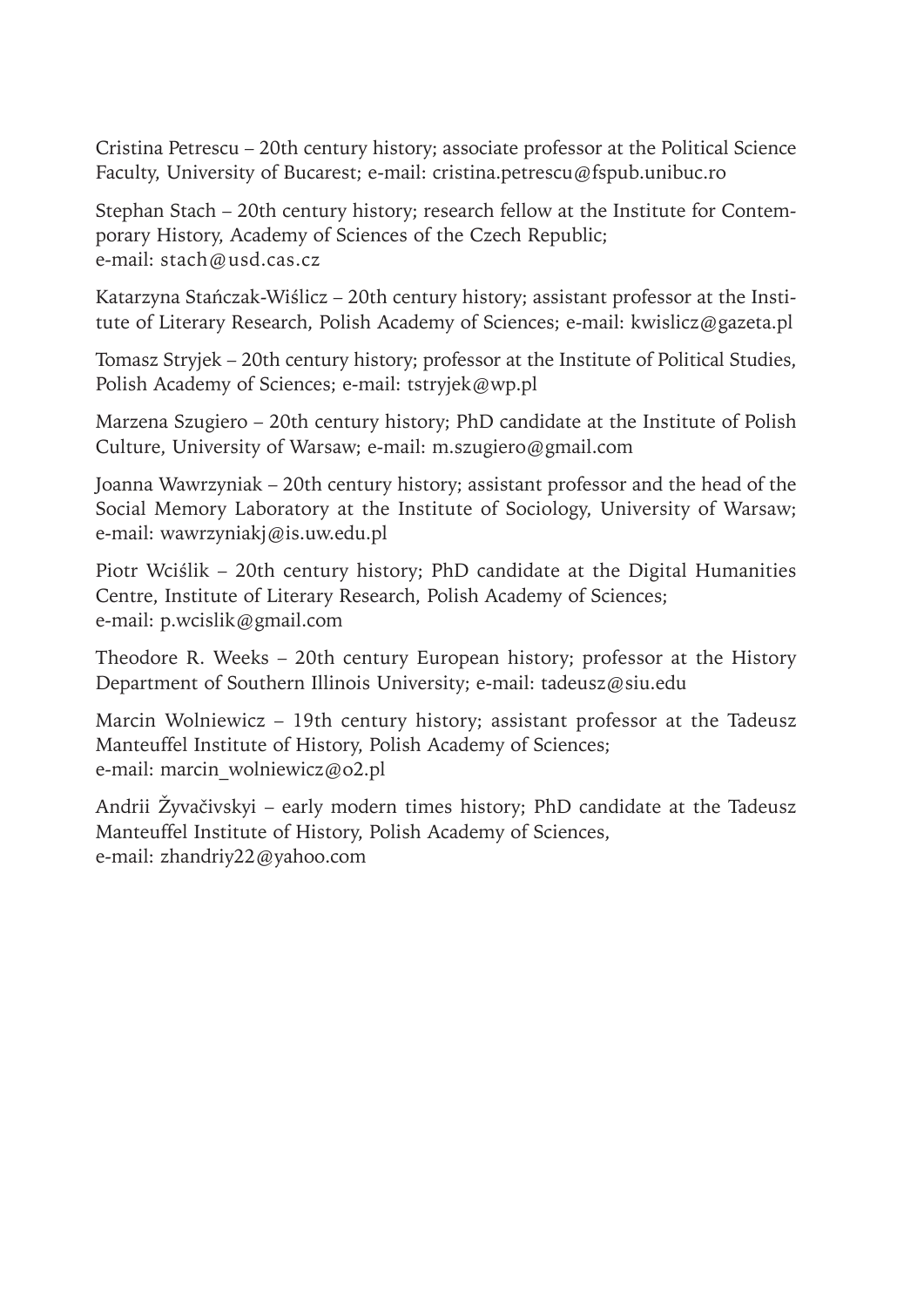Cristina Petrescu – 20th century history; associate professor at the Political Science Faculty, University of Bucarest; e-mail: cristina.petrescu@fspub.unibuc.ro

Stephan Stach – 20th century history; research fellow at the Institute for Contemporary History, Academy of Sciences of the Czech Republic; e-mail: stach@usd.cas.cz

Katarzyna Stańczak-Wiślicz – 20th century history; assistant professor at the Institute of Literary Research, Polish Academy of Sciences; e-mail: kwislicz@gazeta.pl

Tomasz Stryjek – 20th century history; professor at the Institute of Political Studies, Polish Academy of Sciences; e-mail: tstryjek@wp.pl

Marzena Szugiero – 20th century history; PhD candidate at the Institute of Polish Culture, University of Warsaw; e-mail: m.szugiero@gmail.com

Joanna Wawrzyniak – 20th century history; assistant professor and the head of the Social Memory Laboratory at the Institute of Sociology, University of Warsaw; e-mail: wawrzyniakj@is.uw.edu.pl

Piotr Wciślik – 20th century history; PhD candidate at the Digital Humanities Centre, Institute of Literary Research, Polish Academy of Sciences; e-mail: p.wcislik@gmail.com

Theodore R. Weeks – 20th century European history; professor at the History Department of Southern Illinois University; e-mail: tadeusz@siu.edu

Marcin Wolniewicz – 19th century history; assistant professor at the Tadeusz Manteuffel Institute of History, Polish Academy of Sciences; e-mail: marcin_wolniewicz@o2.pl

Andrii Žyvačivskyi – early modern times history; PhD candidate at the Tadeusz Manteuffel Institute of History, Polish Academy of Sciences, e-mail: zhandriy22@yahoo.com